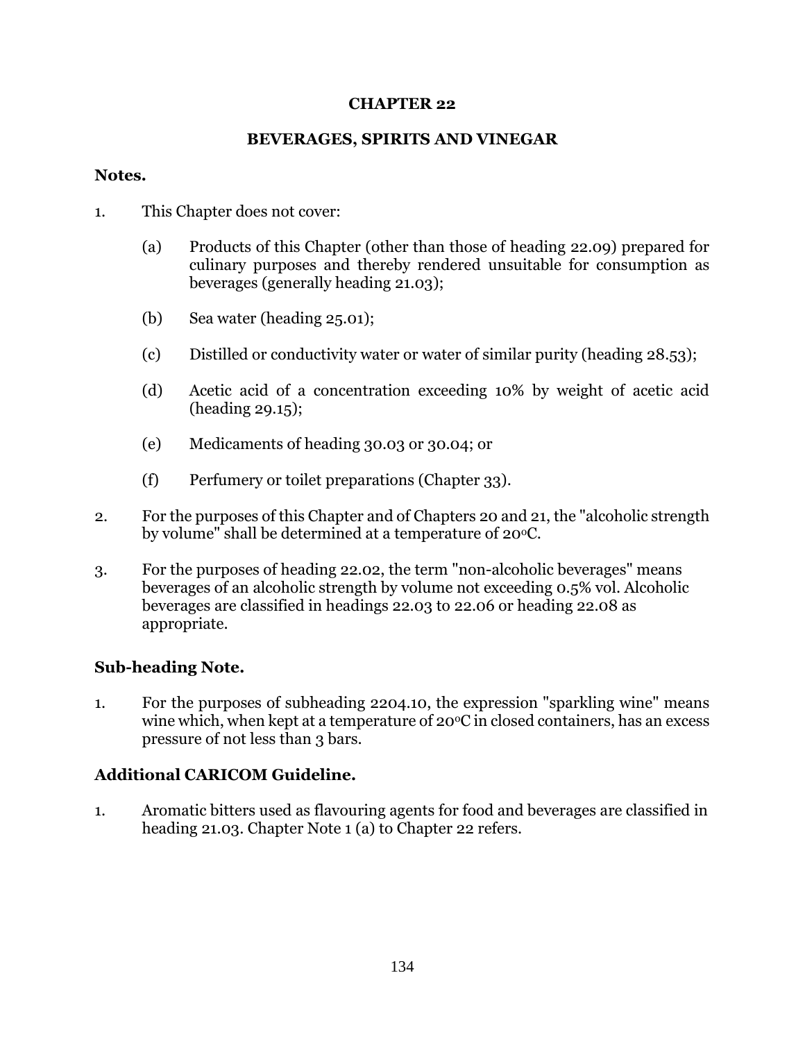# CHAPTER 22

## BEVERAGES, SPIRITS AND VINEGAR

### Notes.

1. This Chapter does not cover:

   (a) Products of this Chapter (other than those of heading 22.09) prepared for culinary purposes and thereby rendered unsuitable for consumption as beverages (generally heading 21.03);

   (b) Sea water (heading 25.01);

   (c) Distilled or conductivity water or water of similar purity (heading 28.53);

   (d) Acetic acid of a concentration exceeding 10% by weight of acetic acid (heading 29.15);

   (e) Medicaments of heading 30.03 or 30.04; or

   (f) Perfumery or toilet preparations (Chapter 33).

2. For the purposes of this Chapter and of Chapters 20 and 21, the "alcoholic strength by volume" shall be determined at a temperature of 20°C.

3. For the purposes of heading 22.02, the term "non-alcoholic beverages" means beverages of an alcoholic strength by volume not exceeding 0.5% vol. Alcoholic beverages are classified in headings 22.03 to 22.06 or heading 22.08 as appropriate.

### Sub-heading Note.

1. For the purposes of subheading 2204.10, the expression "sparkling wine" means wine which, when kept at a temperature of 20°C in closed containers, has an excess pressure of not less than 3 bars.

### Additional CARICOM Guideline.

1. Aromatic bitters used as flavouring agents for food and beverages are classified in heading 21.03. Chapter Note 1 (a) to Chapter 22 refers.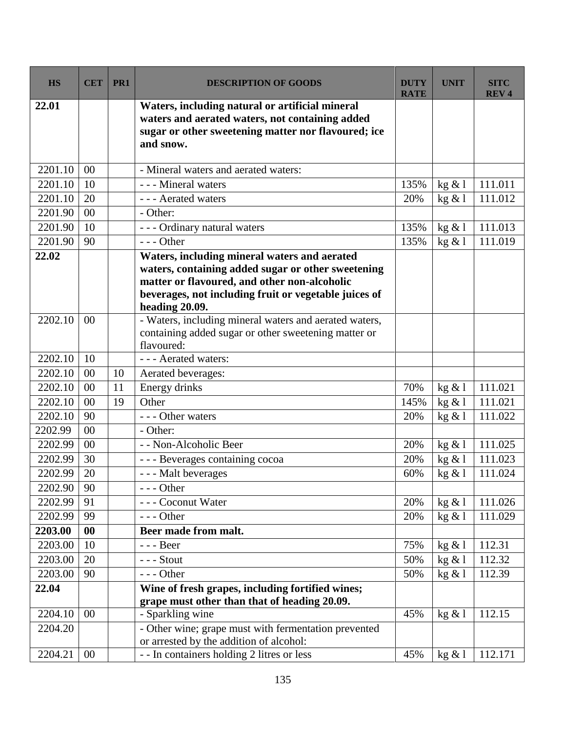| HS | CET | PR1 | DESCRIPTION OF GOODS | DUTY RATE | UNIT | SITC REV 4 |
|---|---|---|---|---|---|---|
| **22.01** | | | **Waters, including natural or artificial mineral waters and aerated waters, not containing added sugar or other sweetening matter nor flavoured; ice and snow.** | | | |
| 2201.10 | 00 | | - Mineral waters and aerated waters: | | | |
| 2201.10 | 10 | | - - - Mineral waters | 135% | kg & l | 111.011 |
| 2201.10 | 20 | | - - - Aerated waters | 20% | kg & l | 111.012 |
| 2201.90 | 00 | | - Other: | | | |
| 2201.90 | 10 | | - - - Ordinary natural waters | 135% | kg & l | 111.013 |
| 2201.90 | 90 | | - - - Other | 135% | kg & l | 111.019 |
| **22.02** | | | **Waters, including mineral waters and aerated waters, containing added sugar or other sweetening matter or flavoured, and other non-alcoholic beverages, not including fruit or vegetable juices of heading 20.09.** | | | |
| 2202.10 | 00 | | - Waters, including mineral waters and aerated waters, containing added sugar or other sweetening matter or flavoured: | | | |
| 2202.10 | 10 | | - - - Aerated waters: | | | |
| 2202.10 | 00 | 10 | Aerated beverages: | | | |
| 2202.10 | 00 | 11 | Energy drinks | 70% | kg & l | 111.021 |
| 2202.10 | 00 | 19 | Other | 145% | kg & l | 111.021 |
| 2202.10 | 90 | | - - - Other waters | 20% | kg & l | 111.022 |
| 2202.99 | 00 | | - Other: | | | |
| 2202.99 | 00 | | - - Non-Alcoholic Beer | 20% | kg & l | 111.025 |
| 2202.99 | 30 | | - - - Beverages containing cocoa | 20% | kg & l | 111.023 |
| 2202.99 | 20 | | - - - Malt beverages | 60% | kg & l | 111.024 |
| 2202.90 | 90 | | - - - Other | | | |
| 2202.99 | 91 | | - - - Coconut Water | 20% | kg & l | 111.026 |
| 2202.99 | 99 | | - - - Other | 20% | kg & l | 111.029 |
| **2203.00** | **00** | | **Beer made from malt.** | | | |
| 2203.00 | 10 | | - - - Beer | 75% | kg & l | 112.31 |
| 2203.00 | 20 | | - - - Stout | 50% | kg & l | 112.32 |
| 2203.00 | 90 | | - - - Other | 50% | kg & l | 112.39 |
| **22.04** | | | **Wine of fresh grapes, including fortified wines; grape must other than that of heading 20.09.** | | | |
| 2204.10 | 00 | | - Sparkling wine | 45% | kg & l | 112.15 |
| 2204.20 | | | - Other wine; grape must with fermentation prevented or arrested by the addition of alcohol: | | | |
| 2204.21 | 00 | | - - In containers holding 2 litres or less | 45% | kg & l | 112.171 |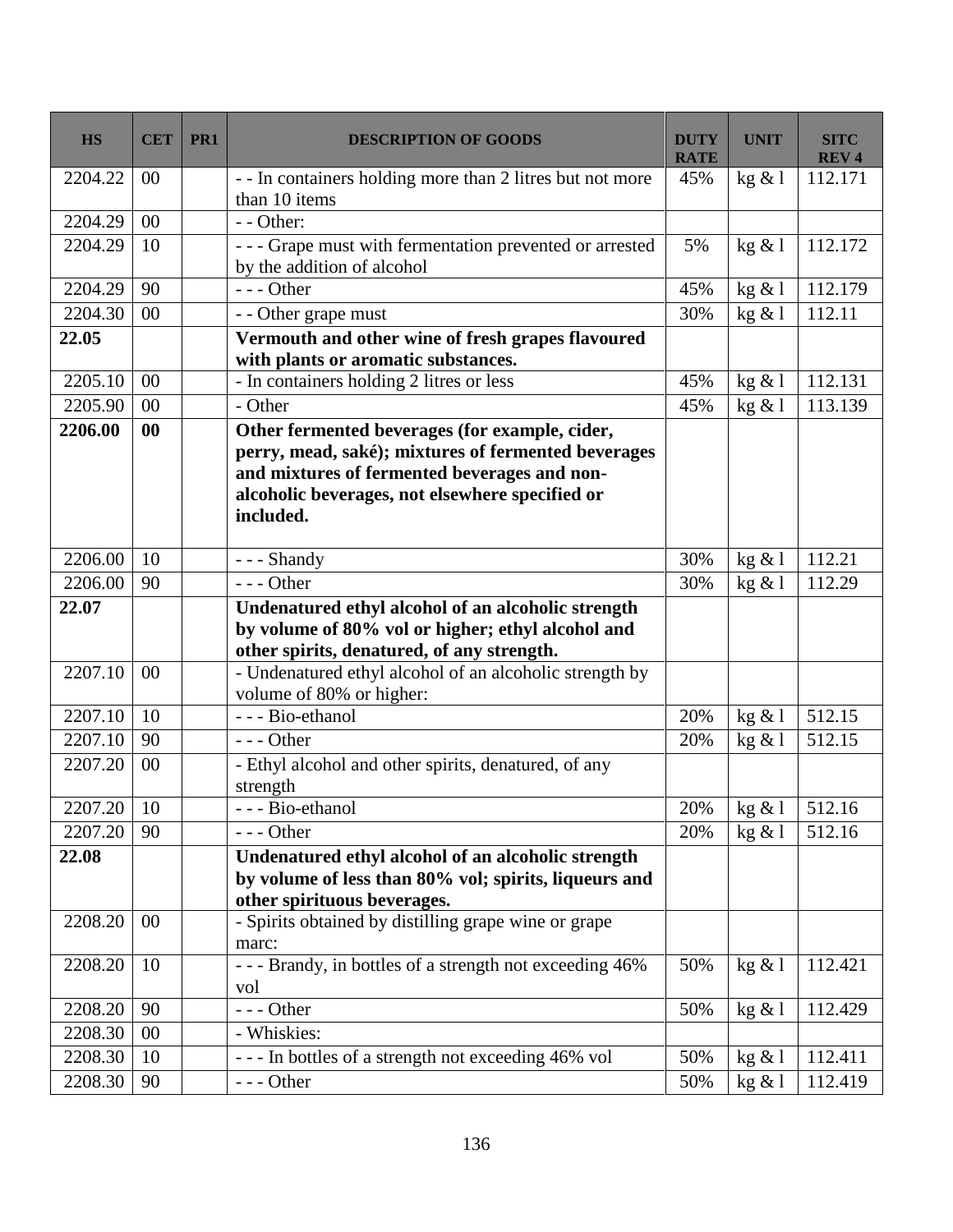| HS | CET | PR1 | DESCRIPTION OF GOODS | DUTY RATE | UNIT | SITC REV 4 |
|---|---|---|---|---|---|---|
| 2204.22 | 00 | | - - In containers holding more than 2 litres but not more than 10 items | 45% | kg & l | 112.171 |
| 2204.29 | 00 | | - - Other: | | | |
| 2204.29 | 10 | | - - - Grape must with fermentation prevented or arrested by the addition of alcohol | 5% | kg & l | 112.172 |
| 2204.29 | 90 | | - - - Other | 45% | kg & l | 112.179 |
| 2204.30 | 00 | | - - Other grape must | 30% | kg & l | 112.11 |
| **22.05** | | | **Vermouth and other wine of fresh grapes flavoured with plants or aromatic substances.** | | | |
| 2205.10 | 00 | | - In containers holding 2 litres or less | 45% | kg & l | 112.131 |
| 2205.90 | 00 | | - Other | 45% | kg & l | 113.139 |
| **2206.00** | **00** | | **Other fermented beverages (for example, cider, perry, mead, saké); mixtures of fermented beverages and mixtures of fermented beverages and non-alcoholic beverages, not elsewhere specified or included.** | | | |
| 2206.00 | 10 | | - - - Shandy | 30% | kg & l | 112.21 |
| 2206.00 | 90 | | - - - Other | 30% | kg & l | 112.29 |
| **22.07** | | | **Undenatured ethyl alcohol of an alcoholic strength by volume of 80% vol or higher; ethyl alcohol and other spirits, denatured, of any strength.** | | | |
| 2207.10 | 00 | | - Undenatured ethyl alcohol of an alcoholic strength by volume of 80% or higher: | | | |
| 2207.10 | 10 | | - - - Bio-ethanol | 20% | kg & l | 512.15 |
| 2207.10 | 90 | | - - - Other | 20% | kg & l | 512.15 |
| 2207.20 | 00 | | - Ethyl alcohol and other spirits, denatured, of any strength | | | |
| 2207.20 | 10 | | - - - Bio-ethanol | 20% | kg & l | 512.16 |
| 2207.20 | 90 | | - - - Other | 20% | kg & l | 512.16 |
| **22.08** | | | **Undenatured ethyl alcohol of an alcoholic strength by volume of less than 80% vol; spirits, liqueurs and other spirituous beverages.** | | | |
| 2208.20 | 00 | | - Spirits obtained by distilling grape wine or grape marc: | | | |
| 2208.20 | 10 | | - - - Brandy, in bottles of a strength not exceeding 46% vol | 50% | kg & l | 112.421 |
| 2208.20 | 90 | | - - - Other | 50% | kg & l | 112.429 |
| 2208.30 | 00 | | - Whiskies: | | | |
| 2208.30 | 10 | | - - - In bottles of a strength not exceeding 46% vol | 50% | kg & l | 112.411 |
| 2208.30 | 90 | | - - - Other | 50% | kg & l | 112.419 |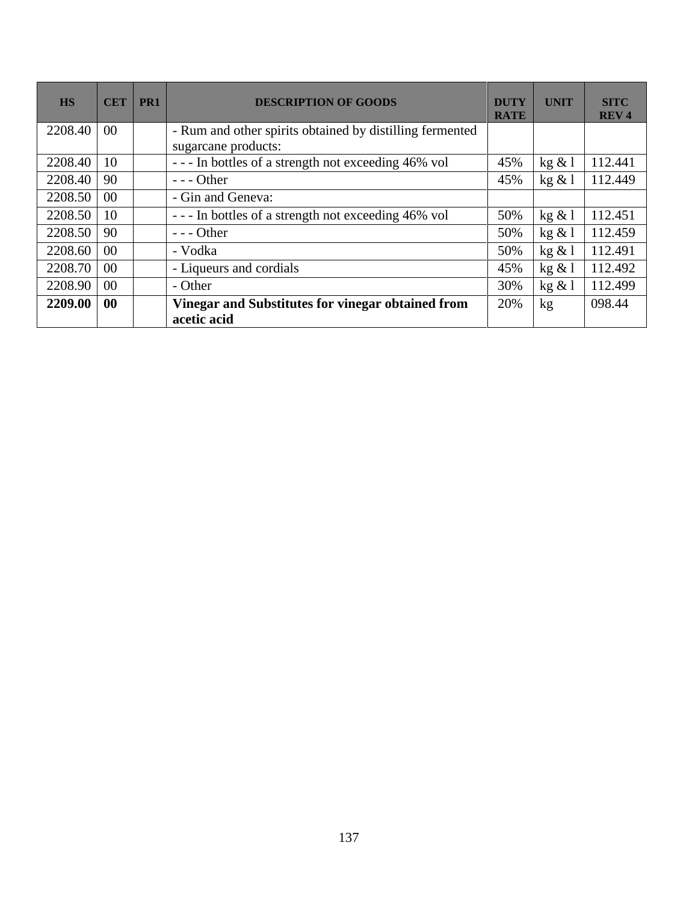| HS | CET | PR1 | DESCRIPTION OF GOODS | DUTY RATE | UNIT | SITC REV 4 |
|---|---|---|---|---|---|---|
| 2208.40 | 00 | | - Rum and other spirits obtained by distilling fermented sugarcane products: | | | |
| 2208.40 | 10 | | - - - In bottles of a strength not exceeding 46% vol | 45% | kg & l | 112.441 |
| 2208.40 | 90 | | - - - Other | 45% | kg & l | 112.449 |
| 2208.50 | 00 | | - Gin and Geneva: | | | |
| 2208.50 | 10 | | - - - In bottles of a strength not exceeding 46% vol | 50% | kg & l | 112.451 |
| 2208.50 | 90 | | - - - Other | 50% | kg & l | 112.459 |
| 2208.60 | 00 | | - Vodka | 50% | kg & l | 112.491 |
| 2208.70 | 00 | | - Liqueurs and cordials | 45% | kg & l | 112.492 |
| 2208.90 | 00 | | - Other | 30% | kg & l | 112.499 |
| **2209.00** | **00** | | **Vinegar and Substitutes for vinegar obtained from acetic acid** | 20% | kg | 098.44 |